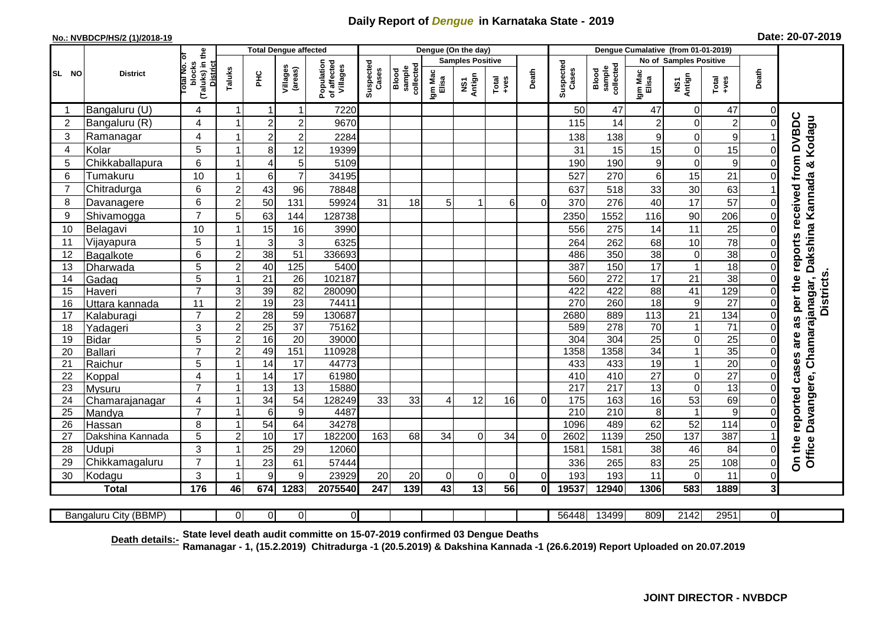# Daily Report of *Dengue* in Karnataka State - 2019

**No.: NVBDCP/HS/2 (1)/2018-19**

**Date: 20-07-2019**

| SL NO | District | Total No. of blocks (Taluks) in the District | Total Dengue affected | | | | Dengue (On the day) | | | | | | | Dengue Cumalative (from 01-01-2019) | | | | | | | |
|---|---|---|---|---|---|---|---|---|---|---|---|---|---|---|---|---|---|---|---|---|
| | | | Taluks | PHC | Villages (areas) | Population of affected Villages | Suspected Cases | Blood sample collected | Samples Positive | | | Death | Suspected Cases | Blood sample collected | No of Samples Positive | | | Death | |
| | | | | | | | | | Igm Mac Elisa | NS1 Antign | Total +ves | | | | Igm Mac Elisa | NS1 Antign | Total +ves | | |
| 1 | Bangaluru (U) | 4 | 1 | 1 | 1 | 7220 | | | | | | | 50 | 47 | 47 | 0 | 47 | 0 | On the reported cases are as per the reports received from DVBDC Office Davangere, Chamarajanagar, Dakshina Kannada & Kodagu Districts. |
| 2 | Bangaluru (R) | 4 | 1 | 2 | 2 | 9670 | | | | | | | 115 | 14 | 2 | 0 | 2 | 0 | |
| 3 | Ramanagar | 4 | 1 | 2 | 2 | 2284 | | | | | | | 138 | 138 | 9 | 0 | 9 | 1 | |
| 4 | Kolar | 5 | 1 | 8 | 12 | 19399 | | | | | | | 31 | 15 | 15 | 0 | 15 | 0 | |
| 5 | Chikkaballapura | 6 | 1 | 4 | 5 | 5109 | | | | | | | 190 | 190 | 9 | 0 | 9 | 0 | |
| 6 | Tumakuru | 10 | 1 | 6 | 7 | 34195 | | | | | | | 527 | 270 | 6 | 15 | 21 | 0 | |
| 7 | Chitradurga | 6 | 2 | 43 | 96 | 78848 | | | | | | | 637 | 518 | 33 | 30 | 63 | 1 | |
| 8 | Davanagere | 6 | 2 | 50 | 131 | 59924 | 31 | 18 | 5 | 1 | 6 | 0 | 370 | 276 | 40 | 17 | 57 | 0 | |
| 9 | Shivamogga | 7 | 5 | 63 | 144 | 128738 | | | | | | | 2350 | 1552 | 116 | 90 | 206 | 0 | |
| 10 | Belagavi | 10 | 1 | 15 | 16 | 3990 | | | | | | | 556 | 275 | 14 | 11 | 25 | 0 | |
| 11 | Vijayapura | 5 | 1 | 3 | 3 | 6325 | | | | | | | 264 | 262 | 68 | 10 | 78 | 0 | |
| 12 | Bagalkote | 6 | 2 | 38 | 51 | 336693 | | | | | | | 486 | 350 | 38 | 0 | 38 | 0 | |
| 13 | Dharwada | 5 | 2 | 40 | 125 | 5400 | | | | | | | 387 | 150 | 17 | 1 | 18 | 0 | |
| 14 | Gadag | 5 | 1 | 21 | 26 | 102187 | | | | | | | 560 | 272 | 17 | 21 | 38 | 0 | |
| 15 | Haveri | 7 | 3 | 39 | 82 | 280090 | | | | | | | 422 | 422 | 88 | 41 | 129 | 0 | |
| 16 | Uttara kannada | 11 | 2 | 19 | 23 | 74411 | | | | | | | 270 | 260 | 18 | 9 | 27 | 0 | |
| 17 | Kalaburagi | 7 | 2 | 28 | 59 | 130687 | | | | | | | 2680 | 889 | 113 | 21 | 134 | 0 | |
| 18 | Yadageri | 3 | 2 | 25 | 37 | 75162 | | | | | | | 589 | 278 | 70 | 1 | 71 | 0 | |
| 19 | Bidar | 5 | 2 | 16 | 20 | 39000 | | | | | | | 304 | 304 | 25 | 0 | 25 | 0 | |
| 20 | Ballari | 7 | 2 | 49 | 151 | 110928 | | | | | | | 1358 | 1358 | 34 | 1 | 35 | 0 | |
| 21 | Raichur | 5 | 1 | 14 | 17 | 44773 | | | | | | | 433 | 433 | 19 | 1 | 20 | 0 | |
| 22 | Koppal | 4 | 1 | 14 | 17 | 61980 | | | | | | | 410 | 410 | 27 | 0 | 27 | 0 | |
| 23 | Mysuru | 7 | 1 | 13 | 13 | 15880 | | | | | | | 217 | 217 | 13 | 0 | 13 | 0 | |
| 24 | Chamarajanagar | 4 | 1 | 34 | 54 | 128249 | 33 | 33 | 4 | 12 | 16 | 0 | 175 | 163 | 16 | 53 | 69 | 0 | |
| 25 | Mandya | 7 | 1 | 6 | 9 | 4487 | | | | | | | 210 | 210 | 8 | 1 | 9 | 0 | |
| 26 | Hassan | 8 | 1 | 54 | 64 | 34278 | | | | | | | 1096 | 489 | 62 | 52 | 114 | 0 | |
| 27 | Dakshina Kannada | 5 | 2 | 10 | 17 | 182200 | 163 | 68 | 34 | 0 | 34 | 0 | 2602 | 1139 | 250 | 137 | 387 | 1 | |
| 28 | Udupi | 3 | 1 | 25 | 29 | 12060 | | | | | | | 1581 | 1581 | 38 | 46 | 84 | 0 | |
| 29 | Chikkamagaluru | 7 | 1 | 23 | 61 | 57444 | | | | | | | 336 | 265 | 83 | 25 | 108 | 0 | |
| 30 | Kodagu | 3 | 1 | 9 | 9 | 23929 | 20 | 20 | 0 | 0 | 0 | 0 | 193 | 193 | 11 | 0 | 11 | 0 | |
| | **Total** | **176** | **46** | **674** | **1283** | **2075540** | **247** | **139** | **43** | **13** | **56** | **0** | **19537** | **12940** | **1306** | **583** | **1889** | **3** | |

| Bangaluru City (BBMP) | | 0 | 0 | 0 | 0 | | | | | | | 56448 | 13499 | 809 | 2142 | 2951 | 0 |
|---|---|---|---|---|---|---|---|---|---|---|---|---|---|---|---|---|---|

**Death details:-** **State level death audit committe on 15-07-2019 confirmed 03 Dengue Deaths**
**Ramanagar - 1, (15.2.2019) Chitradurga -1 (20.5.2019) & Dakshina Kannada -1 (26.6.2019) Report Uploaded on 20.07.2019**

**JOINT DIRECTOR - NVBDCP**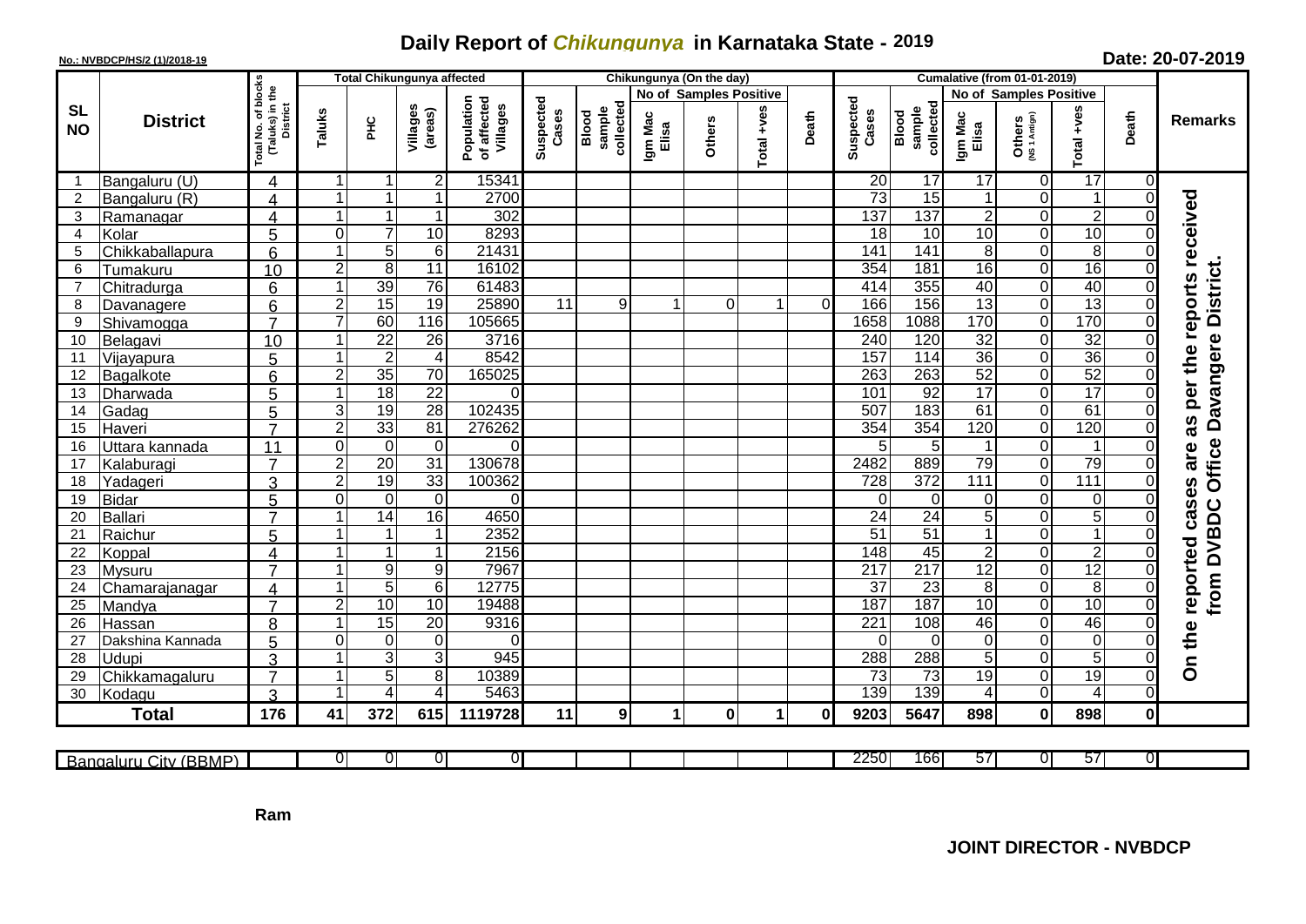# Daily Report of *Chikungunya* in Karnataka State - 2019

**No.: NVBDCP/HS/2 (1)/2018-19**

**Date: 20-07-2019**

| SL NO | District | Total No. of blocks (Taluks) in the District | Total Chikungunya affected | | | | Chikungunya (On the day) | | | | | | | Cumalative (from 01-01-2019) | | | | | | | Remarks |
|---|---|---|---|---|---|---|---|---|---|---|---|---|---|---|---|---|---|---|---|---|---|
| | | | Taluks | PHC | Villages (areas) | Population of affected Villages | Suspected Cases | Blood sample collected | No of Samples Positive | | | Death | Suspected Cases | Blood sample collected | No of Samples Positive | | | Death | |
| | | | | | | | | | Igm Mac Elisa | Others | Total +ves | | | | Igm Mac Elisa | Others (NS 1 Antign) | Total +ves | | |
| 1 | Bangaluru (U) | 4 | 1 | 1 | 2 | 15341 | | | | | | | 20 | 17 | 17 | 0 | 17 | 0 | On the reported cases are as per the reports received from DVBDC Office Davangere District. |
| 2 | Bangaluru (R) | 4 | 1 | 1 | 1 | 2700 | | | | | | | 73 | 15 | 1 | 0 | 1 | 0 | |
| 3 | Ramanagar | 4 | 1 | 1 | 1 | 302 | | | | | | | 137 | 137 | 2 | 0 | 2 | 0 | |
| 4 | Kolar | 5 | 0 | 7 | 10 | 8293 | | | | | | | 18 | 10 | 10 | 0 | 10 | 0 | |
| 5 | Chikkaballapura | 6 | 1 | 5 | 6 | 21431 | | | | | | | 141 | 141 | 8 | 0 | 8 | 0 | |
| 6 | Tumakuru | 10 | 2 | 8 | 11 | 16102 | | | | | | | 354 | 181 | 16 | 0 | 16 | 0 | |
| 7 | Chitradurga | 6 | 1 | 39 | 76 | 61483 | | | | | | | 414 | 355 | 40 | 0 | 40 | 0 | |
| 8 | Davanagere | 6 | 2 | 15 | 19 | 25890 | 11 | 9 | 1 | 0 | 1 | 0 | 166 | 156 | 13 | 0 | 13 | 0 | |
| 9 | Shivamogga | 7 | 7 | 60 | 116 | 105665 | | | | | | | 1658 | 1088 | 170 | 0 | 170 | 0 | |
| 10 | Belagavi | 10 | 1 | 22 | 26 | 3716 | | | | | | | 240 | 120 | 32 | 0 | 32 | 0 | |
| 11 | Vijayapura | 5 | 1 | 2 | 4 | 8542 | | | | | | | 157 | 114 | 36 | 0 | 36 | 0 | |
| 12 | Bagalkote | 6 | 2 | 35 | 70 | 165025 | | | | | | | 263 | 263 | 52 | 0 | 52 | 0 | |
| 13 | Dharwada | 5 | 1 | 18 | 22 | 0 | | | | | | | 101 | 92 | 17 | 0 | 17 | 0 | |
| 14 | Gadag | 5 | 3 | 19 | 28 | 102435 | | | | | | | 507 | 183 | 61 | 0 | 61 | 0 | |
| 15 | Haveri | 7 | 2 | 33 | 81 | 276262 | | | | | | | 354 | 354 | 120 | 0 | 120 | 0 | |
| 16 | Uttara kannada | 11 | 0 | 0 | 0 | 0 | | | | | | | 5 | 5 | 1 | 0 | 1 | 0 | |
| 17 | Kalaburagi | 7 | 2 | 20 | 31 | 130678 | | | | | | | 2482 | 889 | 79 | 0 | 79 | 0 | |
| 18 | Yadageri | 3 | 2 | 19 | 33 | 100362 | | | | | | | 728 | 372 | 111 | 0 | 111 | 0 | |
| 19 | Bidar | 5 | 0 | 0 | 0 | 0 | | | | | | | 0 | 0 | 0 | 0 | 0 | 0 | |
| 20 | Ballari | 7 | 1 | 14 | 16 | 4650 | | | | | | | 24 | 24 | 5 | 0 | 5 | 0 | |
| 21 | Raichur | 5 | 1 | 1 | 1 | 2352 | | | | | | | 51 | 51 | 1 | 0 | 1 | 0 | |
| 22 | Koppal | 4 | 1 | 1 | 1 | 2156 | | | | | | | 148 | 45 | 2 | 0 | 2 | 0 | |
| 23 | Mysuru | 7 | 1 | 9 | 9 | 7967 | | | | | | | 217 | 217 | 12 | 0 | 12 | 0 | |
| 24 | Chamarajanagar | 4 | 1 | 5 | 6 | 12775 | | | | | | | 37 | 23 | 8 | 0 | 8 | 0 | |
| 25 | Mandya | 7 | 2 | 10 | 10 | 19488 | | | | | | | 187 | 187 | 10 | 0 | 10 | 0 | |
| 26 | Hassan | 8 | 1 | 15 | 20 | 9316 | | | | | | | 221 | 108 | 46 | 0 | 46 | 0 | |
| 27 | Dakshina Kannada | 5 | 0 | 0 | 0 | 0 | | | | | | | 0 | 0 | 0 | 0 | 0 | 0 | |
| 28 | Udupi | 3 | 1 | 3 | 3 | 945 | | | | | | | 288 | 288 | 5 | 0 | 5 | 0 | |
| 29 | Chikkamagaluru | 7 | 1 | 5 | 8 | 10389 | | | | | | | 73 | 73 | 19 | 0 | 19 | 0 | |
| 30 | Kodagu | 3 | 1 | 4 | 4 | 5463 | | | | | | | 139 | 139 | 4 | 0 | 4 | 0 | |
| **Total** | | **176** | **41** | **372** | **615** | **1119728** | **11** | **9** | **1** | **0** | **1** | **0** | **9203** | **5647** | **898** | **0** | **898** | **0** | |

| Bangaluru City (BBMP) | | 0 | 0 | 0 | 0 | | | | | | | 2250 | 166 | 57 | 0 | 57 | 0 | |
|---|---|---|---|---|---|---|---|---|---|---|---|---|---|---|---|---|---|---|

**Ram**

**JOINT DIRECTOR - NVBDCP**